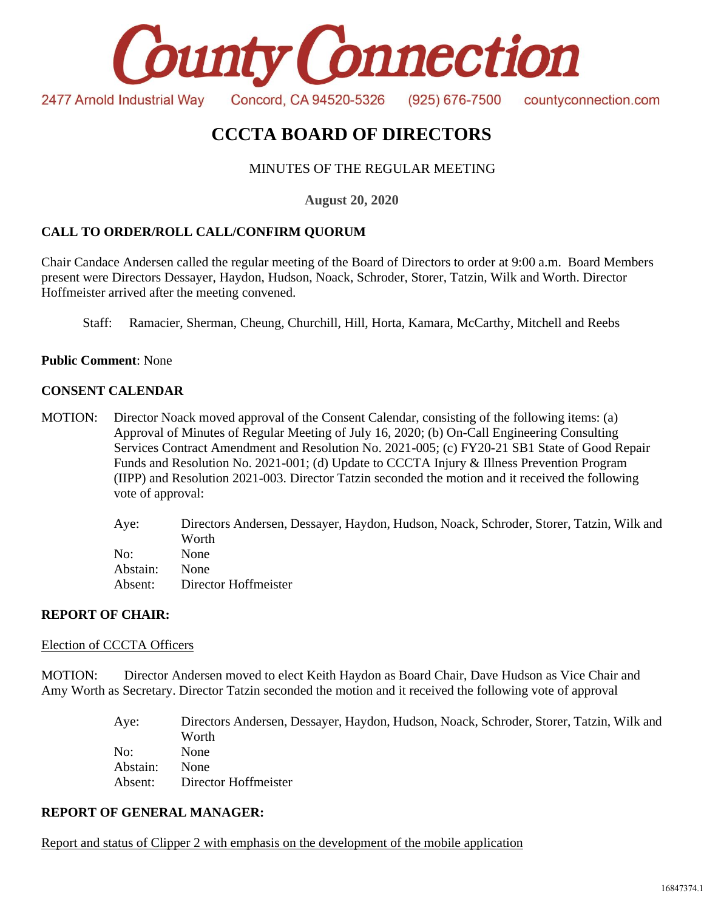# County Connection

2477 Arnold Industrial Way Concord, CA 94520-5326 (925) 676-7500 countyconnection.com

## CCCTA BOARD OF DIRECTORS

MINUTES OF THE REGULAR MEETING

**August 20, 2020**

### CALL TO ORDER/ROLL CALL/CONFIRM QUORUM

Chair Candace Andersen called the regular meeting of the Board of Directors to order at 9:00 a.m. Board Members present were Directors Dessayer, Haydon, Hudson, Noack, Schroder, Storer, Tatzin, Wilk and Worth. Director Hoffmeister arrived after the meeting convened.

Staff: Ramacier, Sherman, Cheung, Churchill, Hill, Horta, Kamara, McCarthy, Mitchell and Reebs

**Public Comment**: None

### CONSENT CALENDAR

MOTION: Director Noack moved approval of the Consent Calendar, consisting of the following items: (a) Approval of Minutes of Regular Meeting of July 16, 2020; (b) On-Call Engineering Consulting Services Contract Amendment and Resolution No. 2021-005; (c) FY20-21 SB1 State of Good Repair Funds and Resolution No. 2021-001; (d) Update to CCCTA Injury & Illness Prevention Program (IIPP) and Resolution 2021-003. Director Tatzin seconded the motion and it received the following vote of approval:

| | |
|---|---|
| Aye: | Directors Andersen, Dessayer, Haydon, Hudson, Noack, Schroder, Storer, Tatzin, Wilk and Worth |
| No: | None |
| Abstain: | None |
| Absent: | Director Hoffmeister |

### REPORT OF CHAIR:

Election of CCCTA Officers

MOTION: Director Andersen moved to elect Keith Haydon as Board Chair, Dave Hudson as Vice Chair and Amy Worth as Secretary. Director Tatzin seconded the motion and it received the following vote of approval

| | |
|---|---|
| Aye: | Directors Andersen, Dessayer, Haydon, Hudson, Noack, Schroder, Storer, Tatzin, Wilk and Worth |
| No: | None |
| Abstain: | None |
| Absent: | Director Hoffmeister |

### REPORT OF GENERAL MANAGER:

Report and status of Clipper 2 with emphasis on the development of the mobile application

16847374.1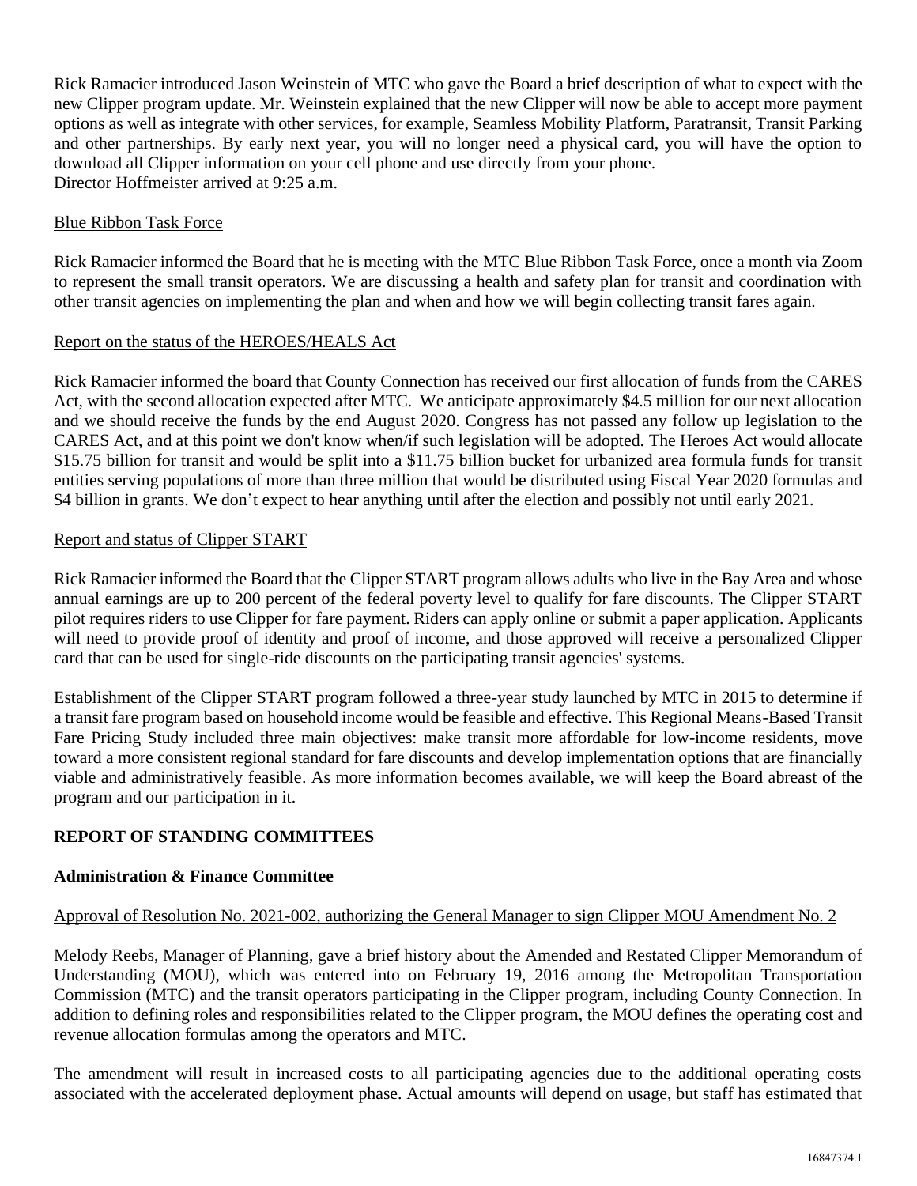Rick Ramacier introduced Jason Weinstein of MTC who gave the Board a brief description of what to expect with the new Clipper program update. Mr. Weinstein explained that the new Clipper will now be able to accept more payment options as well as integrate with other services, for example, Seamless Mobility Platform, Paratransit, Transit Parking and other partnerships. By early next year, you will no longer need a physical card, you will have the option to download all Clipper information on your cell phone and use directly from your phone.
Director Hoffmeister arrived at 9:25 a.m.

Blue Ribbon Task Force

Rick Ramacier informed the Board that he is meeting with the MTC Blue Ribbon Task Force, once a month via Zoom to represent the small transit operators. We are discussing a health and safety plan for transit and coordination with other transit agencies on implementing the plan and when and how we will begin collecting transit fares again.

Report on the status of the HEROES/HEALS Act

Rick Ramacier informed the board that County Connection has received our first allocation of funds from the CARES Act, with the second allocation expected after MTC. We anticipate approximately $4.5 million for our next allocation and we should receive the funds by the end August 2020. Congress has not passed any follow up legislation to the CARES Act, and at this point we don't know when/if such legislation will be adopted. The Heroes Act would allocate $15.75 billion for transit and would be split into a $11.75 billion bucket for urbanized area formula funds for transit entities serving populations of more than three million that would be distributed using Fiscal Year 2020 formulas and $4 billion in grants. We don't expect to hear anything until after the election and possibly not until early 2021.

Report and status of Clipper START

Rick Ramacier informed the Board that the Clipper START program allows adults who live in the Bay Area and whose annual earnings are up to 200 percent of the federal poverty level to qualify for fare discounts. The Clipper START pilot requires riders to use Clipper for fare payment. Riders can apply online or submit a paper application. Applicants will need to provide proof of identity and proof of income, and those approved will receive a personalized Clipper card that can be used for single-ride discounts on the participating transit agencies' systems.

Establishment of the Clipper START program followed a three-year study launched by MTC in 2015 to determine if a transit fare program based on household income would be feasible and effective. This Regional Means-Based Transit Fare Pricing Study included three main objectives: make transit more affordable for low-income residents, move toward a more consistent regional standard for fare discounts and develop implementation options that are financially viable and administratively feasible. As more information becomes available, we will keep the Board abreast of the program and our participation in it.

**REPORT OF STANDING COMMITTEES**

**Administration & Finance Committee**

Approval of Resolution No. 2021-002, authorizing the General Manager to sign Clipper MOU Amendment No. 2

Melody Reebs, Manager of Planning, gave a brief history about the Amended and Restated Clipper Memorandum of Understanding (MOU), which was entered into on February 19, 2016 among the Metropolitan Transportation Commission (MTC) and the transit operators participating in the Clipper program, including County Connection. In addition to defining roles and responsibilities related to the Clipper program, the MOU defines the operating cost and revenue allocation formulas among the operators and MTC.

The amendment will result in increased costs to all participating agencies due to the additional operating costs associated with the accelerated deployment phase. Actual amounts will depend on usage, but staff has estimated that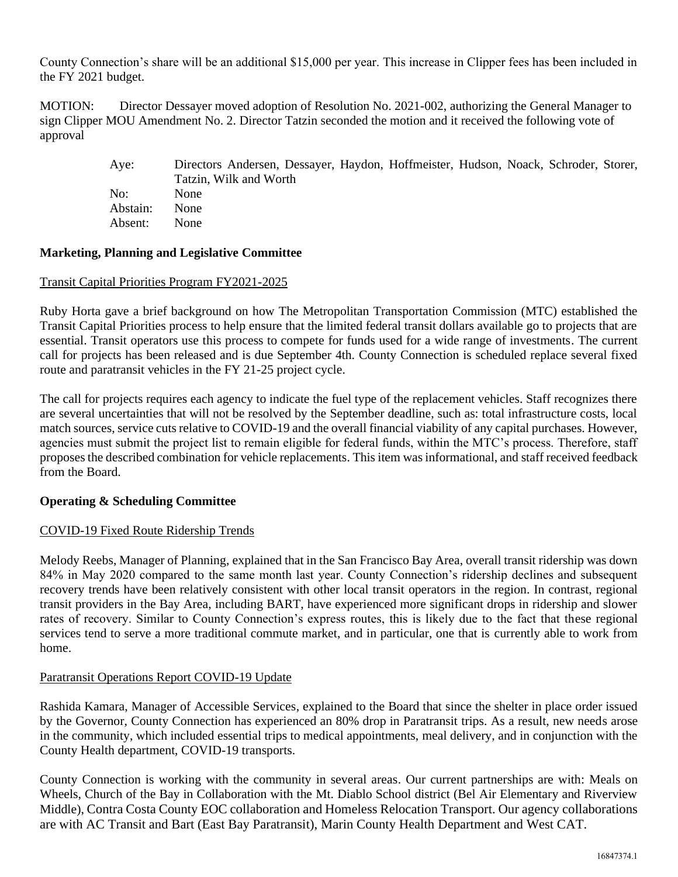County Connection's share will be an additional $15,000 per year. This increase in Clipper fees has been included in the FY 2021 budget.

MOTION: Director Dessayer moved adoption of Resolution No. 2021-002, authorizing the General Manager to sign Clipper MOU Amendment No. 2. Director Tatzin seconded the motion and it received the following vote of approval

| | |
|---|---|
| Aye: | Directors Andersen, Dessayer, Haydon, Hoffmeister, Hudson, Noack, Schroder, Storer, Tatzin, Wilk and Worth |
| No: | None |
| Abstain: | None |
| Absent: | None |

**Marketing, Planning and Legislative Committee**

Transit Capital Priorities Program FY2021-2025

Ruby Horta gave a brief background on how The Metropolitan Transportation Commission (MTC) established the Transit Capital Priorities process to help ensure that the limited federal transit dollars available go to projects that are essential. Transit operators use this process to compete for funds used for a wide range of investments. The current call for projects has been released and is due September 4th. County Connection is scheduled replace several fixed route and paratransit vehicles in the FY 21-25 project cycle.

The call for projects requires each agency to indicate the fuel type of the replacement vehicles. Staff recognizes there are several uncertainties that will not be resolved by the September deadline, such as: total infrastructure costs, local match sources, service cuts relative to COVID-19 and the overall financial viability of any capital purchases. However, agencies must submit the project list to remain eligible for federal funds, within the MTC's process. Therefore, staff proposes the described combination for vehicle replacements. This item was informational, and staff received feedback from the Board.

**Operating & Scheduling Committee**

COVID-19 Fixed Route Ridership Trends

Melody Reebs, Manager of Planning, explained that in the San Francisco Bay Area, overall transit ridership was down 84% in May 2020 compared to the same month last year. County Connection's ridership declines and subsequent recovery trends have been relatively consistent with other local transit operators in the region. In contrast, regional transit providers in the Bay Area, including BART, have experienced more significant drops in ridership and slower rates of recovery. Similar to County Connection's express routes, this is likely due to the fact that these regional services tend to serve a more traditional commute market, and in particular, one that is currently able to work from home.

Paratransit Operations Report COVID-19 Update

Rashida Kamara, Manager of Accessible Services, explained to the Board that since the shelter in place order issued by the Governor, County Connection has experienced an 80% drop in Paratransit trips. As a result, new needs arose in the community, which included essential trips to medical appointments, meal delivery, and in conjunction with the County Health department, COVID-19 transports.

County Connection is working with the community in several areas. Our current partnerships are with: Meals on Wheels, Church of the Bay in Collaboration with the Mt. Diablo School district (Bel Air Elementary and Riverview Middle), Contra Costa County EOC collaboration and Homeless Relocation Transport. Our agency collaborations are with AC Transit and Bart (East Bay Paratransit), Marin County Health Department and West CAT.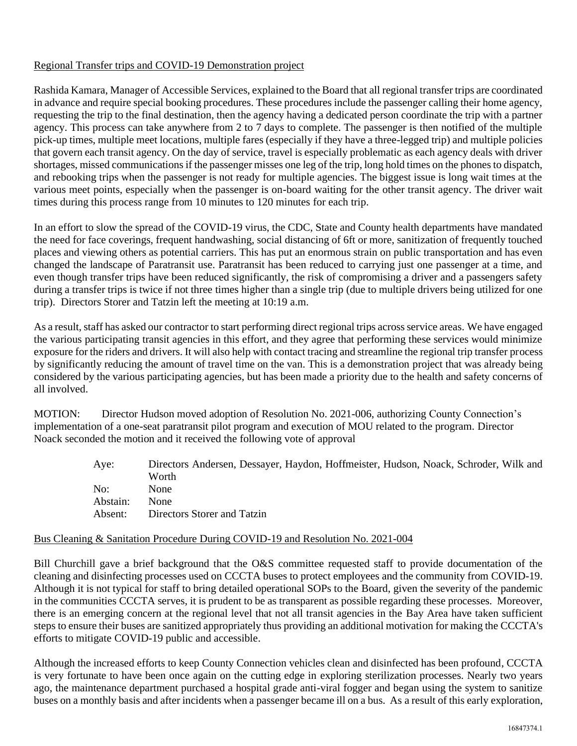Regional Transfer trips and COVID-19 Demonstration project

Rashida Kamara, Manager of Accessible Services, explained to the Board that all regional transfer trips are coordinated in advance and require special booking procedures. These procedures include the passenger calling their home agency, requesting the trip to the final destination, then the agency having a dedicated person coordinate the trip with a partner agency. This process can take anywhere from 2 to 7 days to complete. The passenger is then notified of the multiple pick-up times, multiple meet locations, multiple fares (especially if they have a three-legged trip) and multiple policies that govern each transit agency. On the day of service, travel is especially problematic as each agency deals with driver shortages, missed communications if the passenger misses one leg of the trip, long hold times on the phones to dispatch, and rebooking trips when the passenger is not ready for multiple agencies. The biggest issue is long wait times at the various meet points, especially when the passenger is on-board waiting for the other transit agency. The driver wait times during this process range from 10 minutes to 120 minutes for each trip.

In an effort to slow the spread of the COVID-19 virus, the CDC, State and County health departments have mandated the need for face coverings, frequent handwashing, social distancing of 6ft or more, sanitization of frequently touched places and viewing others as potential carriers. This has put an enormous strain on public transportation and has even changed the landscape of Paratransit use. Paratransit has been reduced to carrying just one passenger at a time, and even though transfer trips have been reduced significantly, the risk of compromising a driver and a passengers safety during a transfer trips is twice if not three times higher than a single trip (due to multiple drivers being utilized for one trip). Directors Storer and Tatzin left the meeting at 10:19 a.m.

As a result, staff has asked our contractor to start performing direct regional trips across service areas. We have engaged the various participating transit agencies in this effort, and they agree that performing these services would minimize exposure for the riders and drivers. It will also help with contact tracing and streamline the regional trip transfer process by significantly reducing the amount of travel time on the van. This is a demonstration project that was already being considered by the various participating agencies, but has been made a priority due to the health and safety concerns of all involved.

MOTION: Director Hudson moved adoption of Resolution No. 2021-006, authorizing County Connection's implementation of a one-seat paratransit pilot program and execution of MOU related to the program. Director Noack seconded the motion and it received the following vote of approval

| | |
|---|---|
| Aye: | Directors Andersen, Dessayer, Haydon, Hoffmeister, Hudson, Noack, Schroder, Wilk and Worth |
| No: | None |
| Abstain: | None |
| Absent: | Directors Storer and Tatzin |

Bus Cleaning & Sanitation Procedure During COVID-19 and Resolution No. 2021-004

Bill Churchill gave a brief background that the O&S committee requested staff to provide documentation of the cleaning and disinfecting processes used on CCCTA buses to protect employees and the community from COVID-19. Although it is not typical for staff to bring detailed operational SOPs to the Board, given the severity of the pandemic in the communities CCCTA serves, it is prudent to be as transparent as possible regarding these processes. Moreover, there is an emerging concern at the regional level that not all transit agencies in the Bay Area have taken sufficient steps to ensure their buses are sanitized appropriately thus providing an additional motivation for making the CCCTA's efforts to mitigate COVID-19 public and accessible.

Although the increased efforts to keep County Connection vehicles clean and disinfected has been profound, CCCTA is very fortunate to have been once again on the cutting edge in exploring sterilization processes. Nearly two years ago, the maintenance department purchased a hospital grade anti-viral fogger and began using the system to sanitize buses on a monthly basis and after incidents when a passenger became ill on a bus. As a result of this early exploration,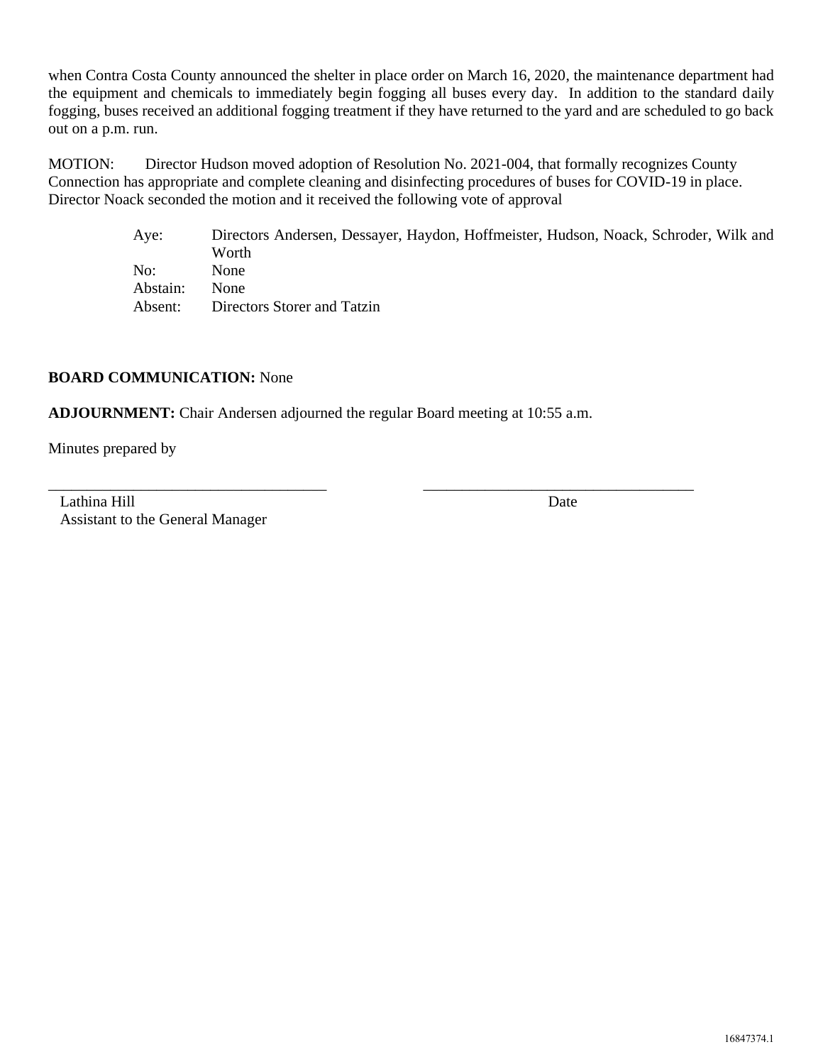when Contra Costa County announced the shelter in place order on March 16, 2020, the maintenance department had the equipment and chemicals to immediately begin fogging all buses every day. In addition to the standard daily fogging, buses received an additional fogging treatment if they have returned to the yard and are scheduled to go back out on a p.m. run.

MOTION: Director Hudson moved adoption of Resolution No. 2021-004, that formally recognizes County Connection has appropriate and complete cleaning and disinfecting procedures of buses for COVID-19 in place. Director Noack seconded the motion and it received the following vote of approval

| | |
|---|---|
| Aye: | Directors Andersen, Dessayer, Haydon, Hoffmeister, Hudson, Noack, Schroder, Wilk and Worth |
| No: | None |
| Abstain: | None |
| Absent: | Directors Storer and Tatzin |

**BOARD COMMUNICATION:** None

**ADJOURNMENT:** Chair Andersen adjourned the regular Board meeting at 10:55 a.m.

Minutes prepared by

\_\_\_\_\_\_\_\_\_\_\_\_\_\_\_\_\_\_\_\_\_\_\_\_\_\_\_\_\_\_\_\_\_\_\_\_ \_\_\_\_\_\_\_\_\_\_\_\_\_\_\_\_\_\_\_\_\_\_\_\_\_\_\_\_\_\_\_\_\_\_\_\_

Lathina Hill
Assistant to the General Manager

Date

16847374.1